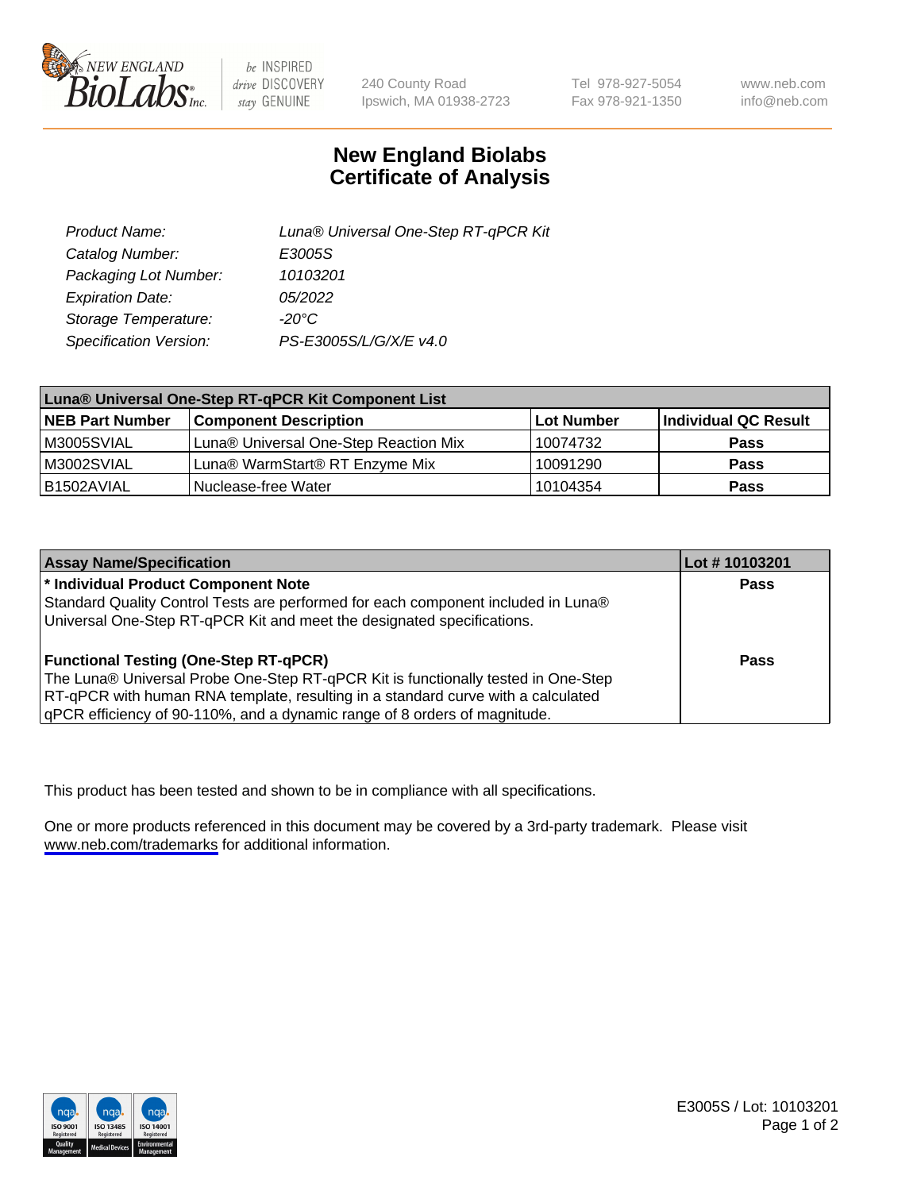NEW ENGLAND BioLabs Inc. — be INSPIRED drive DISCOVERY stay GENUINE

240 County Road
Ipswich, MA 01938-2723

Tel 978-927-5054
Fax 978-921-1350

www.neb.com
info@neb.com

# New England Biolabs
# Certificate of Analysis

| | |
|---|---|
| *Product Name:* | *Luna® Universal One-Step RT-qPCR Kit* |
| *Catalog Number:* | *E3005S* |
| *Packaging Lot Number:* | *10103201* |
| *Expiration Date:* | *05/2022* |
| *Storage Temperature:* | *-20°C* |
| *Specification Version:* | *PS-E3005S/L/G/X/E v4.0* |

| Luna® Universal One-Step RT-qPCR Kit Component List | | | |
|---|---|---|---|
| **NEB Part Number** | **Component Description** | **Lot Number** | **Individual QC Result** |
| M3005SVIAL | Luna® Universal One-Step Reaction Mix | 10074732 | **Pass** |
| M3002SVIAL | Luna® WarmStart® RT Enzyme Mix | 10091290 | **Pass** |
| B1502AVIAL | Nuclease-free Water | 10104354 | **Pass** |

| Assay Name/Specification | Lot # 10103201 |
|---|---|
| **\* Individual Product Component Note**<br>Standard Quality Control Tests are performed for each component included in Luna® Universal One-Step RT-qPCR Kit and meet the designated specifications. | **Pass** |
| **Functional Testing (One-Step RT-qPCR)**<br>The Luna® Universal Probe One-Step RT-qPCR Kit is functionally tested in One-Step RT-qPCR with human RNA template, resulting in a standard curve with a calculated qPCR efficiency of 90-110%, and a dynamic range of 8 orders of magnitude. | **Pass** |

This product has been tested and shown to be in compliance with all specifications.

One or more products referenced in this document may be covered by a 3rd-party trademark. Please visit www.neb.com/trademarks for additional information.

E3005S / Lot: 10103201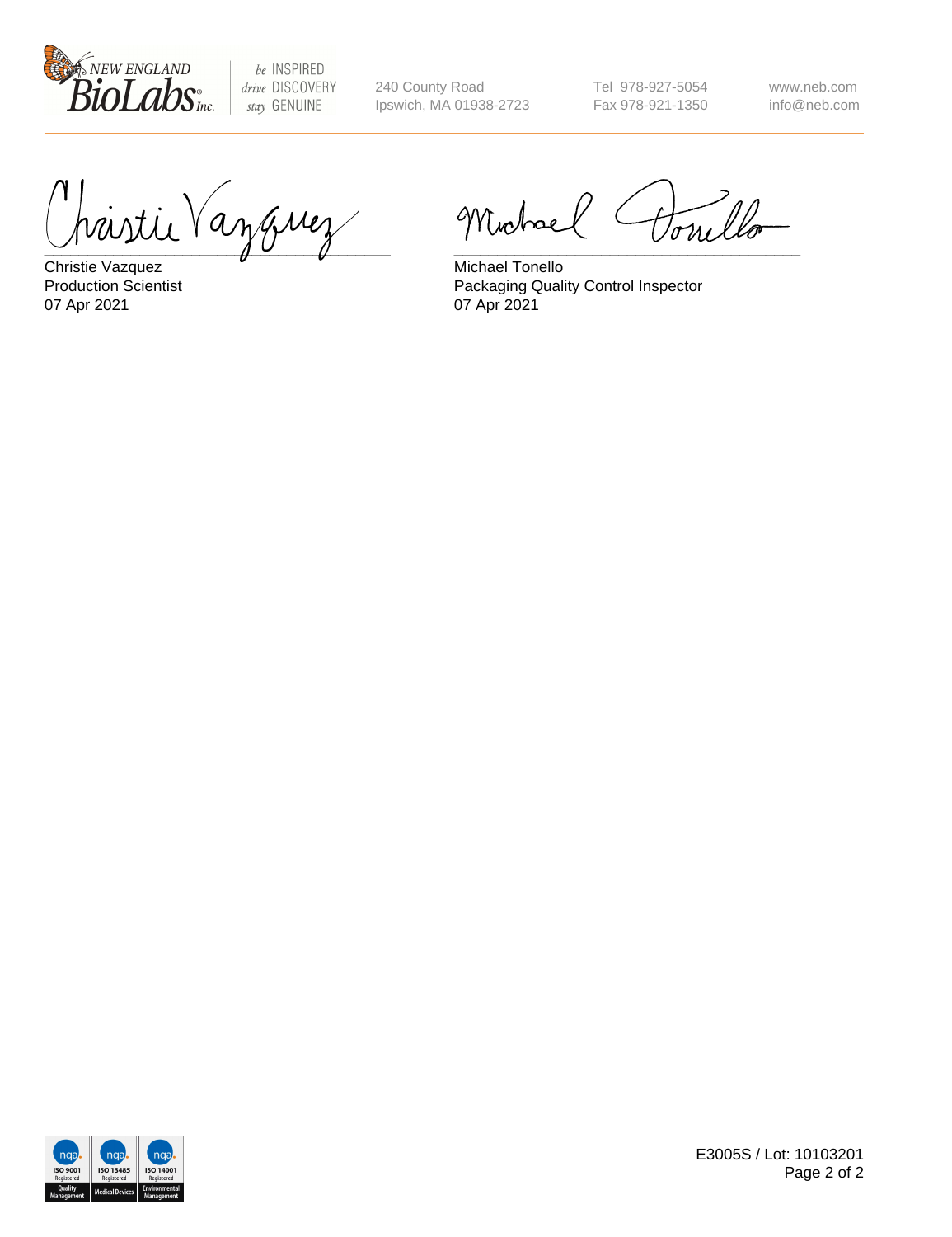Christie Vazquez
Production Scientist
07 Apr 2021

Michael Tonello
Packaging Quality Control Inspector
07 Apr 2021

E3005S / Lot: 10103201